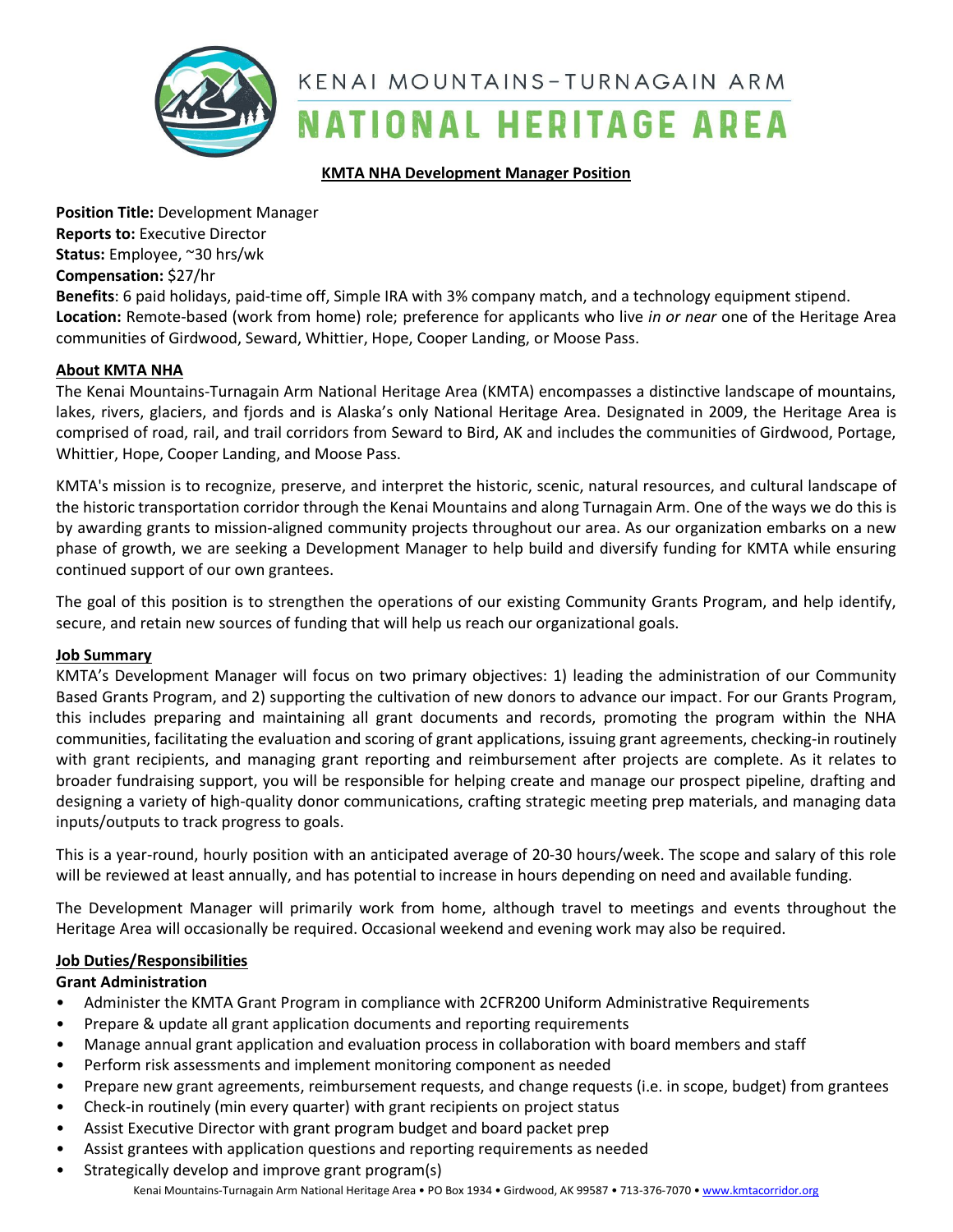# KENAI MOUNTAINS–TURNAGAIN ARM NATIONAL HERITAGE AREA

## KMTA NHA Development Manager Position

**Position Title:** Development Manager
**Reports to:** Executive Director
**Status:** Employee, ~30 hrs/wk
**Compensation:** $27/hr
**Benefits**: 6 paid holidays, paid-time off, Simple IRA with 3% company match, and a technology equipment stipend.
**Location:** Remote-based (work from home) role; preference for applicants who live *in or near* one of the Heritage Area communities of Girdwood, Seward, Whittier, Hope, Cooper Landing, or Moose Pass.

### About KMTA NHA

The Kenai Mountains-Turnagain Arm National Heritage Area (KMTA) encompasses a distinctive landscape of mountains, lakes, rivers, glaciers, and fjords and is Alaska's only National Heritage Area. Designated in 2009, the Heritage Area is comprised of road, rail, and trail corridors from Seward to Bird, AK and includes the communities of Girdwood, Portage, Whittier, Hope, Cooper Landing, and Moose Pass.

KMTA's mission is to recognize, preserve, and interpret the historic, scenic, natural resources, and cultural landscape of the historic transportation corridor through the Kenai Mountains and along Turnagain Arm. One of the ways we do this is by awarding grants to mission-aligned community projects throughout our area. As our organization embarks on a new phase of growth, we are seeking a Development Manager to help build and diversify funding for KMTA while ensuring continued support of our own grantees.

The goal of this position is to strengthen the operations of our existing Community Grants Program, and help identify, secure, and retain new sources of funding that will help us reach our organizational goals.

### Job Summary

KMTA's Development Manager will focus on two primary objectives: 1) leading the administration of our Community Based Grants Program, and 2) supporting the cultivation of new donors to advance our impact. For our Grants Program, this includes preparing and maintaining all grant documents and records, promoting the program within the NHA communities, facilitating the evaluation and scoring of grant applications, issuing grant agreements, checking-in routinely with grant recipients, and managing grant reporting and reimbursement after projects are complete. As it relates to broader fundraising support, you will be responsible for helping create and manage our prospect pipeline, drafting and designing a variety of high-quality donor communications, crafting strategic meeting prep materials, and managing data inputs/outputs to track progress to goals.

This is a year-round, hourly position with an anticipated average of 20-30 hours/week. The scope and salary of this role will be reviewed at least annually, and has potential to increase in hours depending on need and available funding.

The Development Manager will primarily work from home, although travel to meetings and events throughout the Heritage Area will occasionally be required. Occasional weekend and evening work may also be required.

### Job Duties/Responsibilities

**Grant Administration**

- Administer the KMTA Grant Program in compliance with 2CFR200 Uniform Administrative Requirements
- Prepare & update all grant application documents and reporting requirements
- Manage annual grant application and evaluation process in collaboration with board members and staff
- Perform risk assessments and implement monitoring component as needed
- Prepare new grant agreements, reimbursement requests, and change requests (i.e. in scope, budget) from grantees
- Check-in routinely (min every quarter) with grant recipients on project status
- Assist Executive Director with grant program budget and board packet prep
- Assist grantees with application questions and reporting requirements as needed
- Strategically develop and improve grant program(s)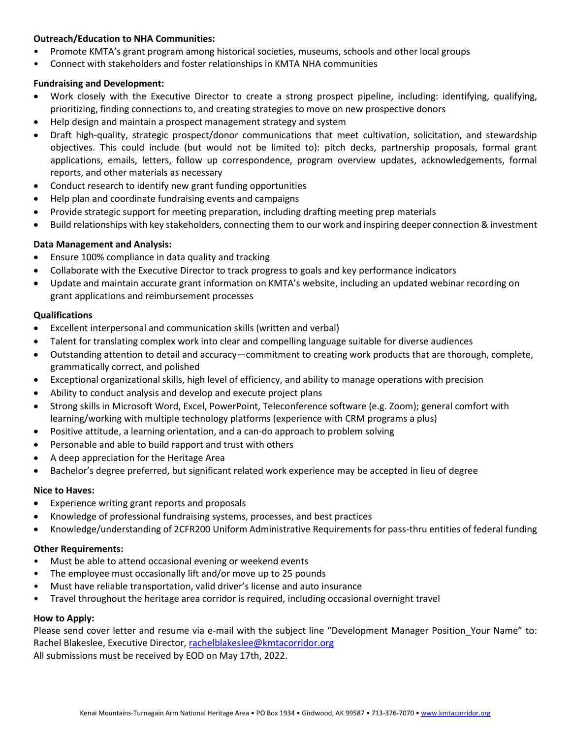**Outreach/Education to NHA Communities:**

- Promote KMTA's grant program among historical societies, museums, schools and other local groups
- Connect with stakeholders and foster relationships in KMTA NHA communities

**Fundraising and Development:**

- Work closely with the Executive Director to create a strong prospect pipeline, including: identifying, qualifying, prioritizing, finding connections to, and creating strategies to move on new prospective donors
- Help design and maintain a prospect management strategy and system
- Draft high-quality, strategic prospect/donor communications that meet cultivation, solicitation, and stewardship objectives. This could include (but would not be limited to): pitch decks, partnership proposals, formal grant applications, emails, letters, follow up correspondence, program overview updates, acknowledgements, formal reports, and other materials as necessary
- Conduct research to identify new grant funding opportunities
- Help plan and coordinate fundraising events and campaigns
- Provide strategic support for meeting preparation, including drafting meeting prep materials
- Build relationships with key stakeholders, connecting them to our work and inspiring deeper connection & investment

**Data Management and Analysis:**

- Ensure 100% compliance in data quality and tracking
- Collaborate with the Executive Director to track progress to goals and key performance indicators
- Update and maintain accurate grant information on KMTA's website, including an updated webinar recording on grant applications and reimbursement processes

**Qualifications**

- Excellent interpersonal and communication skills (written and verbal)
- Talent for translating complex work into clear and compelling language suitable for diverse audiences
- Outstanding attention to detail and accuracy—commitment to creating work products that are thorough, complete, grammatically correct, and polished
- Exceptional organizational skills, high level of efficiency, and ability to manage operations with precision
- Ability to conduct analysis and develop and execute project plans
- Strong skills in Microsoft Word, Excel, PowerPoint, Teleconference software (e.g. Zoom); general comfort with learning/working with multiple technology platforms (experience with CRM programs a plus)
- Positive attitude, a learning orientation, and a can-do approach to problem solving
- Personable and able to build rapport and trust with others
- A deep appreciation for the Heritage Area
- Bachelor's degree preferred, but significant related work experience may be accepted in lieu of degree

**Nice to Haves:**

- Experience writing grant reports and proposals
- Knowledge of professional fundraising systems, processes, and best practices
- Knowledge/understanding of 2CFR200 Uniform Administrative Requirements for pass-thru entities of federal funding

**Other Requirements:**

- Must be able to attend occasional evening or weekend events
- The employee must occasionally lift and/or move up to 25 pounds
- Must have reliable transportation, valid driver's license and auto insurance
- Travel throughout the heritage area corridor is required, including occasional overnight travel

**How to Apply:**

Please send cover letter and resume via e-mail with the subject line "Development Manager Position_Your Name" to: Rachel Blakeslee, Executive Director, rachelblakeslee@kmtacorridor.org

All submissions must be received by EOD on May 17th, 2022.